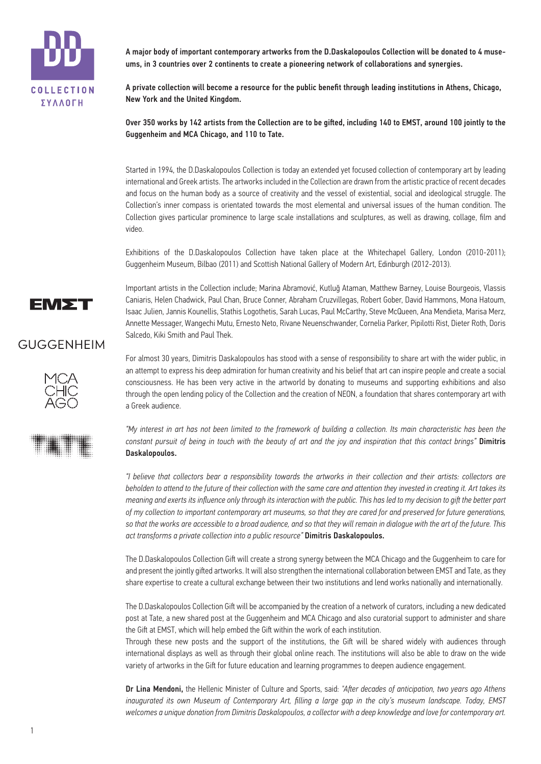**A major body of important contemporary artworks from the D.Daskalopoulos Collection will be donated to 4 museums, in 3 countries over 2 continents to create a pioneering network of collaborations and synergies.**

**A private collection will become a resource for the public benefit through leading institutions in Athens, Chicago, New York and the United Kingdom.**

**Over 350 works by 142 artists from the Collection are to be gifted, including 140 to EMST, around 100 jointly to the Guggenheim and MCA Chicago, and 110 to Tate.**

Started in 1994, the D.Daskalopoulos Collection is today an extended yet focused collection of contemporary art by leading international and Greek artists. The artworks included in the Collection are drawn from the artistic practice of recent decades and focus on the human body as a source of creativity and the vessel of existential, social and ideological struggle. The Collection's inner compass is orientated towards the most elemental and universal issues of the human condition. The Collection gives particular prominence to large scale installations and sculptures, as well as drawing, collage, film and video.

Exhibitions of the D.Daskalopoulos Collection have taken place at the Whitechapel Gallery, London (2010-2011); Guggenheim Museum, Bilbao (2011) and Scottish National Gallery of Modern Art, Edinburgh (2012-2013).

Important artists in the Collection include; Marina Abramović, Kutluğ Ataman, Matthew Barney, Louise Bourgeois, Vlassis Caniaris, Helen Chadwick, Paul Chan, Bruce Conner, Abraham Cruzvillegas, Robert Gober, David Hammons, Mona Hatoum, Isaac Julien, Jannis Kounellis, Stathis Logothetis, Sarah Lucas, Paul McCarthy, Steve McQueen, Ana Mendieta, Marisa Merz, Annette Messager, Wangechi Mutu, Ernesto Neto, Rivane Neuenschwander, Cornelia Parker, Pipilotti Rist, Dieter Roth, Doris Salcedo, Kiki Smith and Paul Thek.

For almost 30 years, Dimitris Daskalopoulos has stood with a sense of responsibility to share art with the wider public, in an attempt to express his deep admiration for human creativity and his belief that art can inspire people and create a social consciousness. He has been very active in the artworld by donating to museums and supporting exhibitions and also through the open lending policy of the Collection and the creation of NEON, a foundation that shares contemporary art with a Greek audience.

*"My interest in art has not been limited to the framework of building a collection. Its main characteristic has been the constant pursuit of being in touch with the beauty of art and the joy and inspiration that this contact brings"* **Dimitris Daskalopoulos.**

*"I believe that collectors bear a responsibility towards the artworks in their collection and their artists: collectors are beholden to attend to the future of their collection with the same care and attention they invested in creating it. Art takes its meaning and exerts its influence only through its interaction with the public. This has led to my decision to gift the better part of my collection to important contemporary art museums, so that they are cared for and preserved for future generations, so that the works are accessible to a broad audience, and so that they will remain in dialogue with the art of the future. This act transforms a private collection into a public resource"* **Dimitris Daskalopoulos.**

The D.Daskalopoulos Collection Gift will create a strong synergy between the MCA Chicago and the Guggenheim to care for and present the jointly gifted artworks. It will also strengthen the international collaboration between EMST and Tate, as they share expertise to create a cultural exchange between their two institutions and lend works nationally and internationally.

The D.Daskalopoulos Collection Gift will be accompanied by the creation of a network of curators, including a new dedicated post at Tate, a new shared post at the Guggenheim and MCA Chicago and also curatorial support to administer and share the Gift at EMST, which will help embed the Gift within the work of each institution.

Through these new posts and the support of the institutions, the Gift will be shared widely with audiences through international displays as well as through their global online reach. The institutions will also be able to draw on the wide variety of artworks in the Gift for future education and learning programmes to deepen audience engagement.

**Dr Lina Mendoni,** the Hellenic Minister of Culture and Sports, said: *"After decades of anticipation, two years ago Athens inaugurated its own Museum of Contemporary Art, filling a large gap in the city's museum landscape. Today, EMST welcomes a unique donation from Dimitris Daskalopoulos, a collector with a deep knowledge and love for contemporary art.*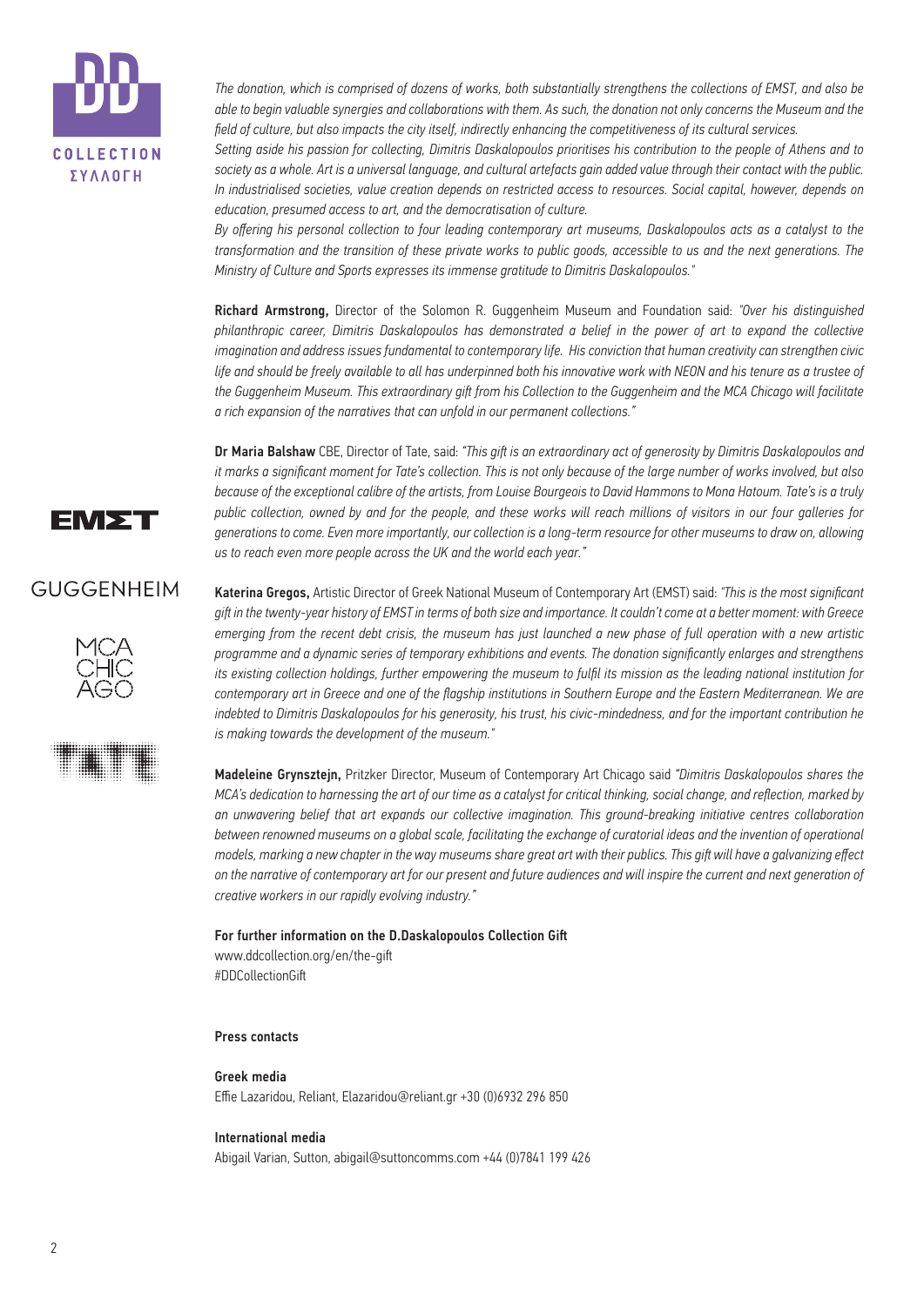*The donation, which is comprised of dozens of works, both substantially strengthens the collections of EMST, and also be able to begin valuable synergies and collaborations with them. As such, the donation not only concerns the Museum and the field of culture, but also impacts the city itself, indirectly enhancing the competitiveness of its cultural services.*

*Setting aside his passion for collecting, Dimitris Daskalopoulos prioritises his contribution to the people of Athens and to society as a whole. Art is a universal language, and cultural artefacts gain added value through their contact with the public. In industrialised societies, value creation depends on restricted access to resources. Social capital, however, depends on education, presumed access to art, and the democratisation of culture.*

*By offering his personal collection to four leading contemporary art museums, Daskalopoulos acts as a catalyst to the transformation and the transition of these private works to public goods, accessible to us and the next generations. The Ministry of Culture and Sports expresses its immense gratitude to Dimitris Daskalopoulos."*

**Richard Armstrong,** Director of the Solomon R. Guggenheim Museum and Foundation said: *"Over his distinguished philanthropic career, Dimitris Daskalopoulos has demonstrated a belief in the power of art to expand the collective imagination and address issues fundamental to contemporary life. His conviction that human creativity can strengthen civic life and should be freely available to all has underpinned both his innovative work with NEON and his tenure as a trustee of the Guggenheim Museum. This extraordinary gift from his Collection to the Guggenheim and the MCA Chicago will facilitate a rich expansion of the narratives that can unfold in our permanent collections."*

**Dr Maria Balshaw** CBE, Director of Tate, said: *"This gift is an extraordinary act of generosity by Dimitris Daskalopoulos and it marks a significant moment for Tate's collection. This is not only because of the large number of works involved, but also because of the exceptional calibre of the artists, from Louise Bourgeois to David Hammons to Mona Hatoum. Tate's is a truly public collection, owned by and for the people, and these works will reach millions of visitors in our four galleries for generations to come. Even more importantly, our collection is a long-term resource for other museums to draw on, allowing us to reach even more people across the UK and the world each year."*

**Katerina Gregos,** Artistic Director of Greek National Museum of Contemporary Art (EMST) said: *"This is the most significant gift in the twenty-year history of EMST in terms of both size and importance. It couldn't come at a better moment: with Greece emerging from the recent debt crisis, the museum has just launched a new phase of full operation with a new artistic programme and a dynamic series of temporary exhibitions and events. The donation significantly enlarges and strengthens its existing collection holdings, further empowering the museum to fulfil its mission as the leading national institution for contemporary art in Greece and one of the flagship institutions in Southern Europe and the Eastern Mediterranean. We are indebted to Dimitris Daskalopoulos for his generosity, his trust, his civic-mindedness, and for the important contribution he is making towards the development of the museum."*

**Madeleine Grynsztejn,** Pritzker Director, Museum of Contemporary Art Chicago said *"Dimitris Daskalopoulos shares the MCA's dedication to harnessing the art of our time as a catalyst for critical thinking, social change, and reflection, marked by an unwavering belief that art expands our collective imagination. This ground-breaking initiative centres collaboration between renowned museums on a global scale, facilitating the exchange of curatorial ideas and the invention of operational models, marking a new chapter in the way museums share great art with their publics. This gift will have a galvanizing effect on the narrative of contemporary art for our present and future audiences and will inspire the current and next generation of creative workers in our rapidly evolving industry."*

**For further information on the D.Daskalopoulos Collection Gift**
www.ddcollection.org/en/the-gift
#DDCollectionGift

**Press contacts**

**Greek media**
Effie Lazaridou, Reliant, Elazaridou@reliant.gr +30 (0)6932 296 850

**International media**
Abigail Varian, Sutton, abigail@suttoncomms.com +44 (0)7841 199 426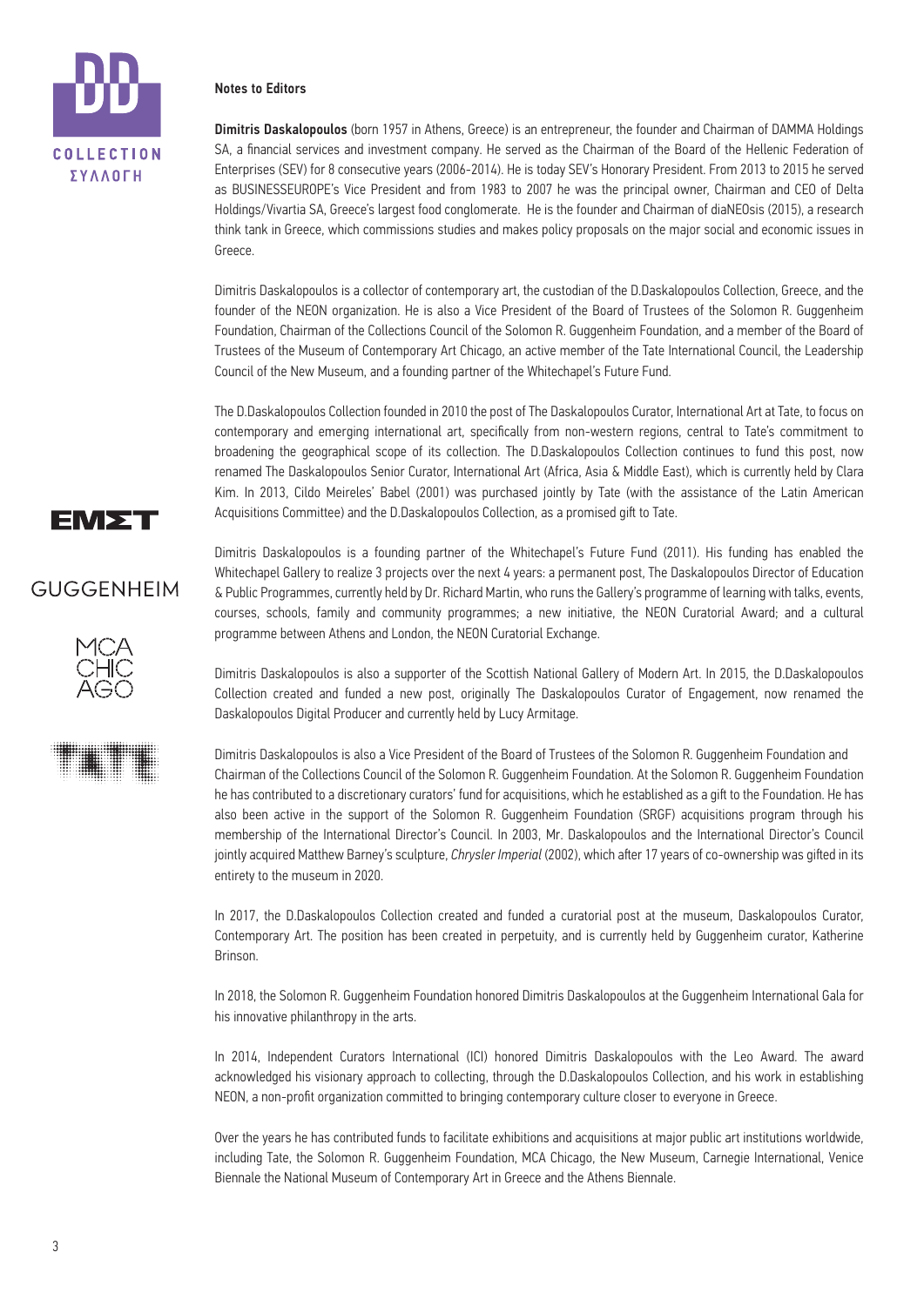## Notes to Editors

**Dimitris Daskalopoulos** (born 1957 in Athens, Greece) is an entrepreneur, the founder and Chairman of DAMMA Holdings SA, a financial services and investment company. He served as the Chairman of the Board of the Hellenic Federation of Enterprises (SEV) for 8 consecutive years (2006-2014). He is today SEV's Honorary President. From 2013 to 2015 he served as BUSINESSEUROPE's Vice President and from 1983 to 2007 he was the principal owner, Chairman and CEO of Delta Holdings/Vivartia SA, Greece's largest food conglomerate. He is the founder and Chairman of diaNEOsis (2015), a research think tank in Greece, which commissions studies and makes policy proposals on the major social and economic issues in Greece.

Dimitris Daskalopoulos is a collector of contemporary art, the custodian of the D.Daskalopoulos Collection, Greece, and the founder of the NEON organization. He is also a Vice President of the Board of Trustees of the Solomon R. Guggenheim Foundation, Chairman of the Collections Council of the Solomon R. Guggenheim Foundation, and a member of the Board of Trustees of the Museum of Contemporary Art Chicago, an active member of the Tate International Council, the Leadership Council of the New Museum, and a founding partner of the Whitechapel's Future Fund.

The D.Daskalopoulos Collection founded in 2010 the post of The Daskalopoulos Curator, International Art at Tate, to focus on contemporary and emerging international art, specifically from non-western regions, central to Tate's commitment to broadening the geographical scope of its collection. The D.Daskalopoulos Collection continues to fund this post, now renamed The Daskalopoulos Senior Curator, International Art (Africa, Asia & Middle East), which is currently held by Clara Kim. In 2013, Cildo Meireles' Babel (2001) was purchased jointly by Tate (with the assistance of the Latin American Acquisitions Committee) and the D.Daskalopoulos Collection, as a promised gift to Tate.

Dimitris Daskalopoulos is a founding partner of the Whitechapel's Future Fund (2011). His funding has enabled the Whitechapel Gallery to realize 3 projects over the next 4 years: a permanent post, The Daskalopoulos Director of Education & Public Programmes, currently held by Dr. Richard Martin, who runs the Gallery's programme of learning with talks, events, courses, schools, family and community programmes; a new initiative, the NEON Curatorial Award; and a cultural programme between Athens and London, the NEON Curatorial Exchange.

Dimitris Daskalopoulos is also a supporter of the Scottish National Gallery of Modern Art. In 2015, the D.Daskalopoulos Collection created and funded a new post, originally The Daskalopoulos Curator of Engagement, now renamed the Daskalopoulos Digital Producer and currently held by Lucy Armitage.

Dimitris Daskalopoulos is also a Vice President of the Board of Trustees of the Solomon R. Guggenheim Foundation and Chairman of the Collections Council of the Solomon R. Guggenheim Foundation. At the Solomon R. Guggenheim Foundation he has contributed to a discretionary curators' fund for acquisitions, which he established as a gift to the Foundation. He has also been active in the support of the Solomon R. Guggenheim Foundation (SRGF) acquisitions program through his membership of the International Director's Council. In 2003, Mr. Daskalopoulos and the International Director's Council jointly acquired Matthew Barney's sculpture, *Chrysler Imperial* (2002), which after 17 years of co-ownership was gifted in its entirety to the museum in 2020.

In 2017, the D.Daskalopoulos Collection created and funded a curatorial post at the museum, Daskalopoulos Curator, Contemporary Art. The position has been created in perpetuity, and is currently held by Guggenheim curator, Katherine Brinson.

In 2018, the Solomon R. Guggenheim Foundation honored Dimitris Daskalopoulos at the Guggenheim International Gala for his innovative philanthropy in the arts.

In 2014, Independent Curators International (ICI) honored Dimitris Daskalopoulos with the Leo Award. The award acknowledged his visionary approach to collecting, through the D.Daskalopoulos Collection, and his work in establishing NEON, a non-profit organization committed to bringing contemporary culture closer to everyone in Greece.

Over the years he has contributed funds to facilitate exhibitions and acquisitions at major public art institutions worldwide, including Tate, the Solomon R. Guggenheim Foundation, MCA Chicago, the New Museum, Carnegie International, Venice Biennale the National Museum of Contemporary Art in Greece and the Athens Biennale.